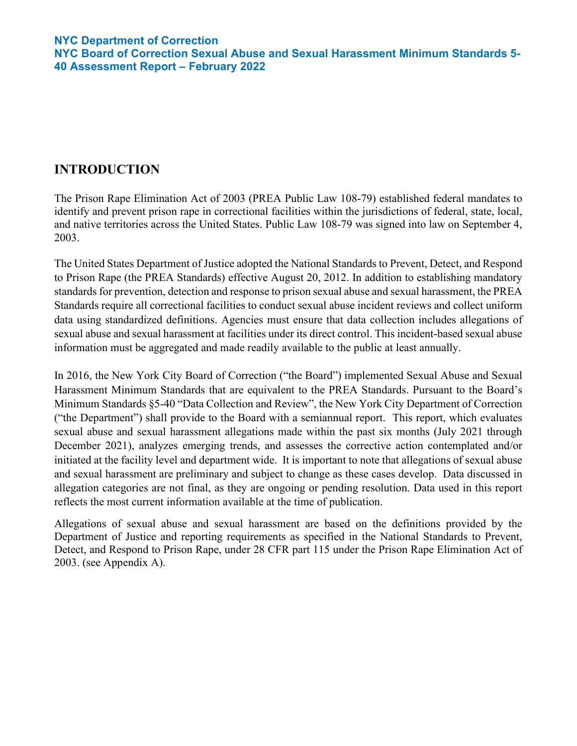**NYC Department of Correction**
**NYC Board of Correction Sexual Abuse and Sexual Harassment Minimum Standards 5-40 Assessment Report – February 2022**

# INTRODUCTION

The Prison Rape Elimination Act of 2003 (PREA Public Law 108-79) established federal mandates to identify and prevent prison rape in correctional facilities within the jurisdictions of federal, state, local, and native territories across the United States. Public Law 108-79 was signed into law on September 4, 2003.

The United States Department of Justice adopted the National Standards to Prevent, Detect, and Respond to Prison Rape (the PREA Standards) effective August 20, 2012. In addition to establishing mandatory standards for prevention, detection and response to prison sexual abuse and sexual harassment, the PREA Standards require all correctional facilities to conduct sexual abuse incident reviews and collect uniform data using standardized definitions. Agencies must ensure that data collection includes allegations of sexual abuse and sexual harassment at facilities under its direct control. This incident-based sexual abuse information must be aggregated and made readily available to the public at least annually.

In 2016, the New York City Board of Correction ("the Board") implemented Sexual Abuse and Sexual Harassment Minimum Standards that are equivalent to the PREA Standards. Pursuant to the Board's Minimum Standards §5-40 "Data Collection and Review", the New York City Department of Correction ("the Department") shall provide to the Board with a semiannual report. This report, which evaluates sexual abuse and sexual harassment allegations made within the past six months (July 2021 through December 2021), analyzes emerging trends, and assesses the corrective action contemplated and/or initiated at the facility level and department wide. It is important to note that allegations of sexual abuse and sexual harassment are preliminary and subject to change as these cases develop. Data discussed in allegation categories are not final, as they are ongoing or pending resolution. Data used in this report reflects the most current information available at the time of publication.

Allegations of sexual abuse and sexual harassment are based on the definitions provided by the Department of Justice and reporting requirements as specified in the National Standards to Prevent, Detect, and Respond to Prison Rape, under 28 CFR part 115 under the Prison Rape Elimination Act of 2003. (see Appendix A).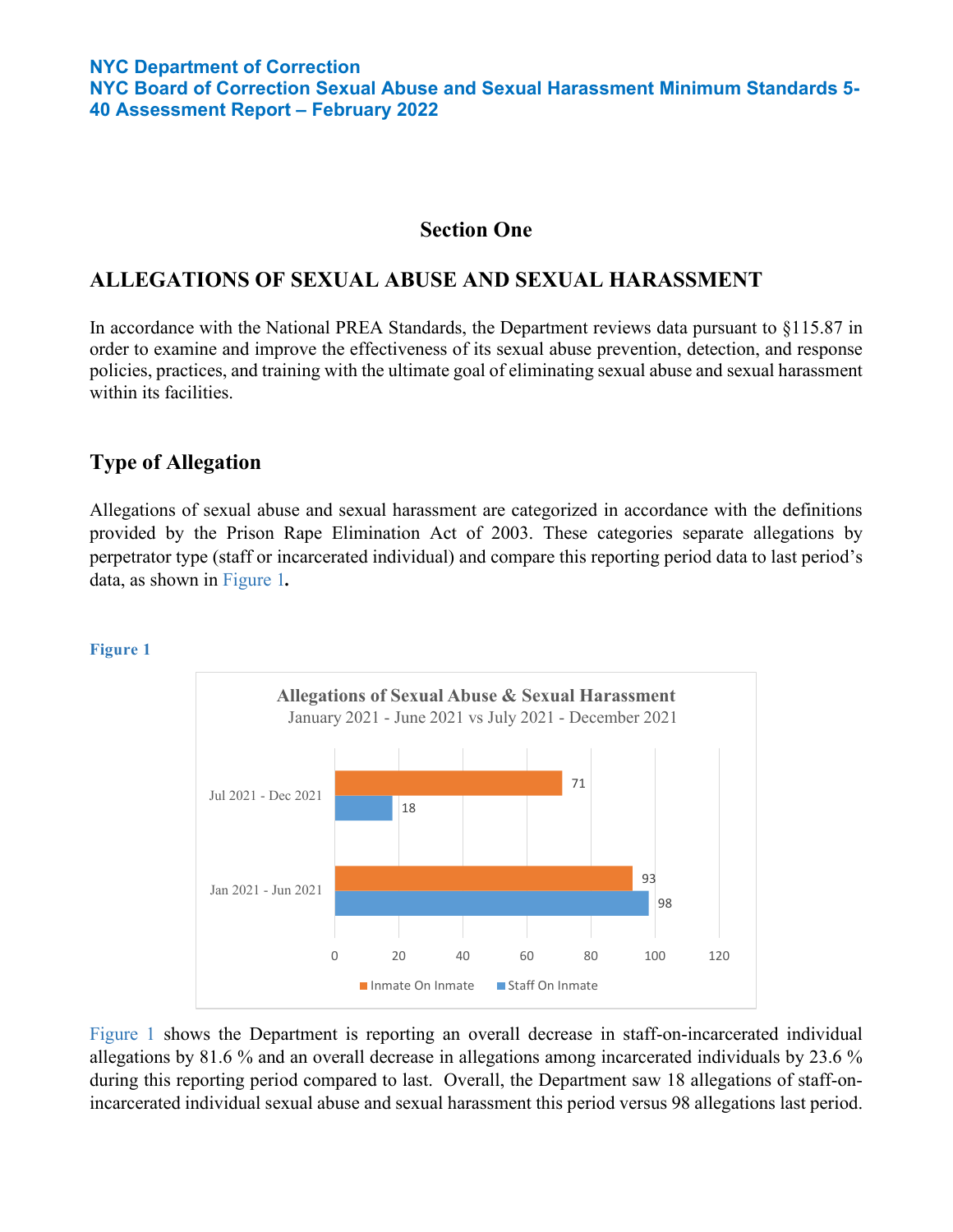## Section One

## ALLEGATIONS OF SEXUAL ABUSE AND SEXUAL HARASSMENT

In accordance with the National PREA Standards, the Department reviews data pursuant to §115.87 in order to examine and improve the effectiveness of its sexual abuse prevention, detection, and response policies, practices, and training with the ultimate goal of eliminating sexual abuse and sexual harassment within its facilities.

### Type of Allegation

Allegations of sexual abuse and sexual harassment are categorized in accordance with the definitions provided by the Prison Rape Elimination Act of 2003. These categories separate allegations by perpetrator type (staff or incarcerated individual) and compare this reporting period data to last period's data, as shown in Figure 1**.**

**Figure 1**

**Allegations of Sexual Abuse & Sexual Harassment**
January 2021 - June 2021 vs July 2021 - December 2021

| Period | Inmate On Inmate | Staff On Inmate |
|---|---|---|
| Jul 2021 - Dec 2021 | 71 | 18 |
| Jan 2021 - Jun 2021 | 93 | 98 |

Figure 1 shows the Department is reporting an overall decrease in staff-on-incarcerated individual allegations by 81.6 % and an overall decrease in allegations among incarcerated individuals by 23.6 % during this reporting period compared to last. Overall, the Department saw 18 allegations of staff-on-incarcerated individual sexual abuse and sexual harassment this period versus 98 allegations last period.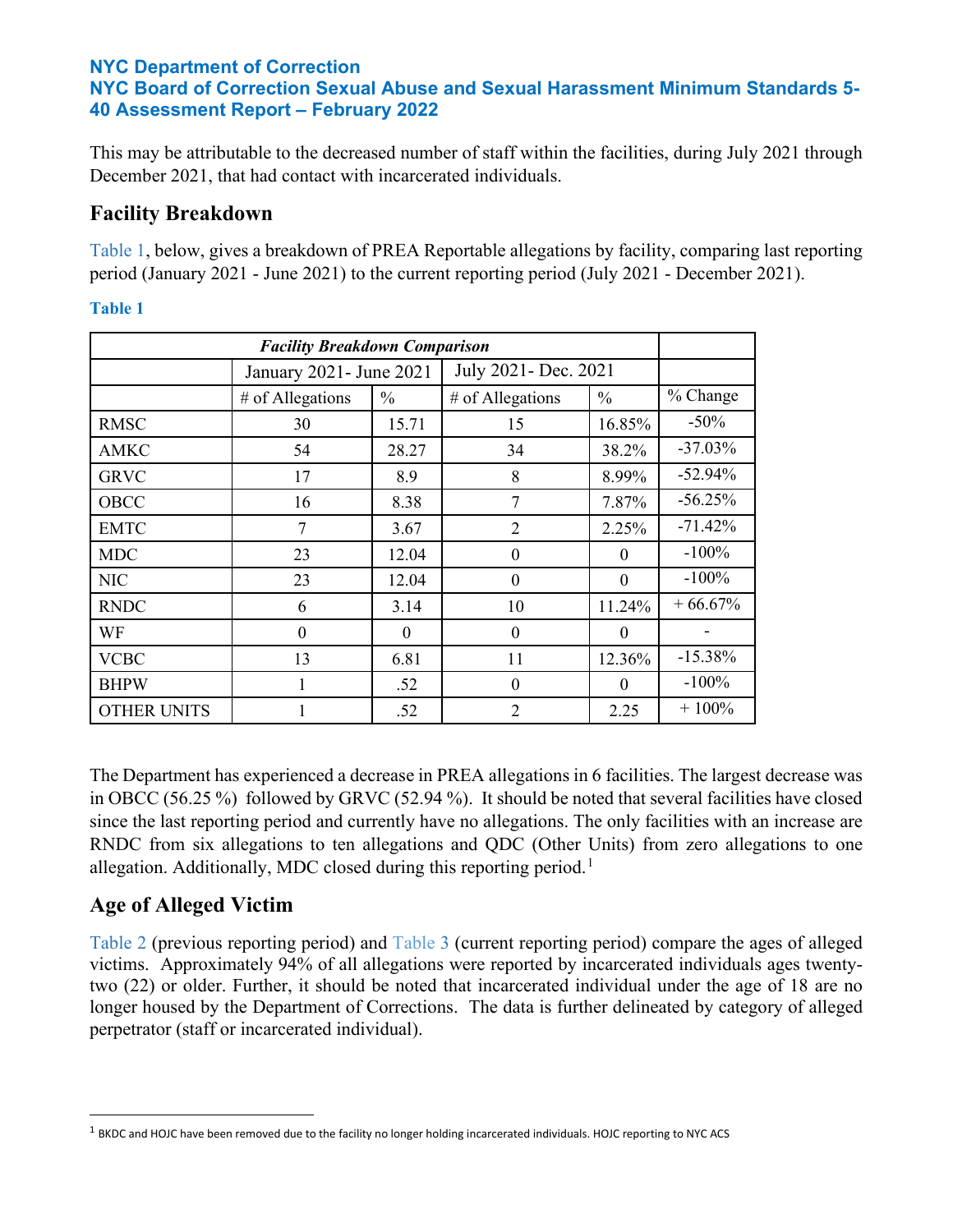This may be attributable to the decreased number of staff within the facilities, during July 2021 through December 2021, that had contact with incarcerated individuals.

## Facility Breakdown

Table 1, below, gives a breakdown of PREA Reportable allegations by facility, comparing last reporting period (January 2021 - June 2021) to the current reporting period (July 2021 - December 2021).

**Table 1**

| *Facility Breakdown Comparison* | | | | | |
|---|---|---|---|---|---|
| | January 2021- June 2021 | | July 2021- Dec. 2021 | | |
| | # of Allegations | % | # of Allegations | % | % Change |
| RMSC | 30 | 15.71 | 15 | 16.85% | -50% |
| AMKC | 54 | 28.27 | 34 | 38.2% | -37.03% |
| GRVC | 17 | 8.9 | 8 | 8.99% | -52.94% |
| OBCC | 16 | 8.38 | 7 | 7.87% | -56.25% |
| EMTC | 7 | 3.67 | 2 | 2.25% | -71.42% |
| MDC | 23 | 12.04 | 0 | 0 | -100% |
| NIC | 23 | 12.04 | 0 | 0 | -100% |
| RNDC | 6 | 3.14 | 10 | 11.24% | + 66.67% |
| WF | 0 | 0 | 0 | 0 | - |
| VCBC | 13 | 6.81 | 11 | 12.36% | -15.38% |
| BHPW | 1 | .52 | 0 | 0 | -100% |
| OTHER UNITS | 1 | .52 | 2 | 2.25 | + 100% |

The Department has experienced a decrease in PREA allegations in 6 facilities. The largest decrease was in OBCC (56.25 %) followed by GRVC (52.94 %). It should be noted that several facilities have closed since the last reporting period and currently have no allegations. The only facilities with an increase are RNDC from six allegations to ten allegations and QDC (Other Units) from zero allegations to one allegation. Additionally, MDC closed during this reporting period.[1]

## Age of Alleged Victim

Table 2 (previous reporting period) and Table 3 (current reporting period) compare the ages of alleged victims. Approximately 94% of all allegations were reported by incarcerated individuals ages twenty-two (22) or older. Further, it should be noted that incarcerated individual under the age of 18 are no longer housed by the Department of Corrections. The data is further delineated by category of alleged perpetrator (staff or incarcerated individual).

---

[1] BKDC and HOJC have been removed due to the facility no longer holding incarcerated individuals. HOJC reporting to NYC ACS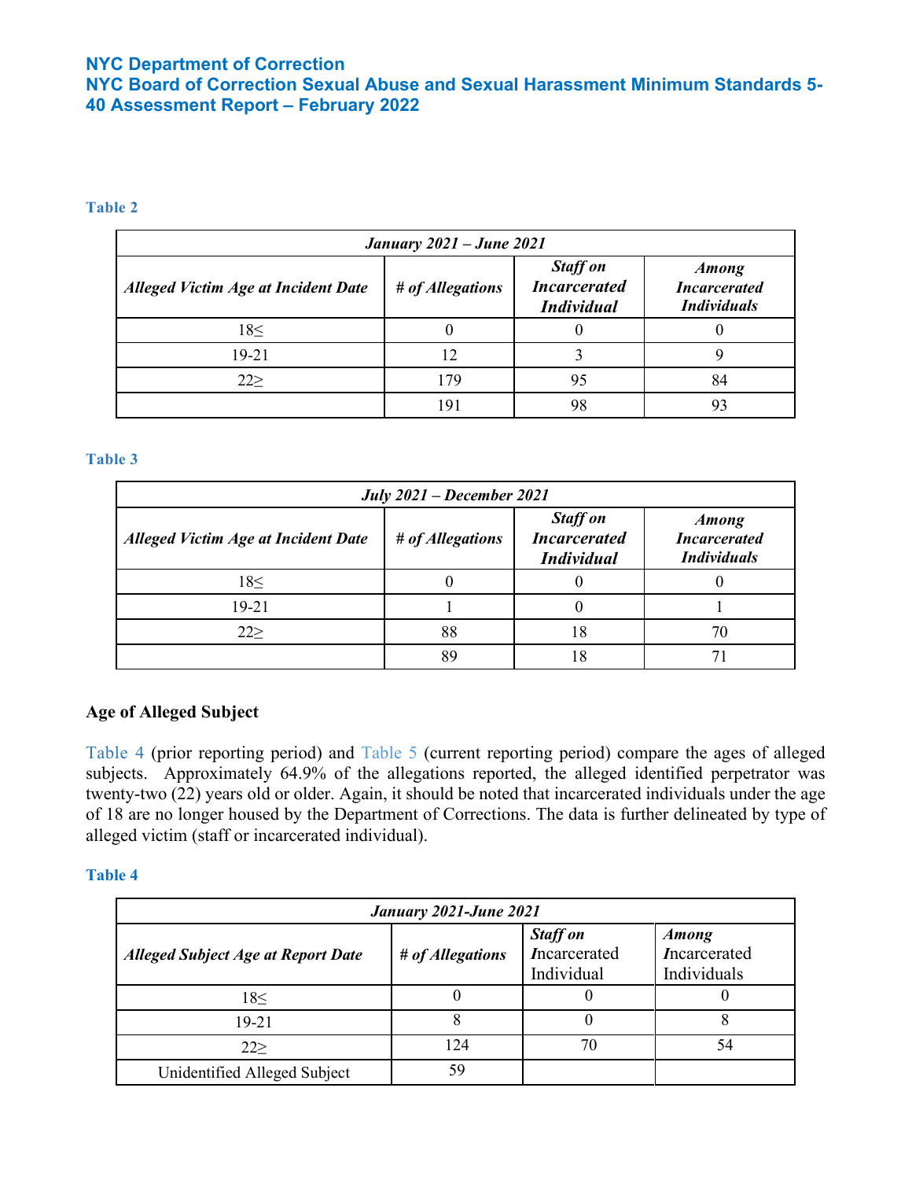**Table 2**

| *January 2021 – June 2021* | | | |
|---|---|---|---|
| ***Alleged Victim Age at Incident Date*** | ***# of Allegations*** | ***Staff on Incarcerated Individual*** | ***Among Incarcerated Individuals*** |
| 18≤ | 0 | 0 | 0 |
| 19-21 | 12 | 3 | 9 |
| 22≥ | 179 | 95 | 84 |
| | 191 | 98 | 93 |

**Table 3**

| *July 2021 – December 2021* | | | |
|---|---|---|---|
| ***Alleged Victim Age at Incident Date*** | ***# of Allegations*** | ***Staff on Incarcerated Individual*** | ***Among Incarcerated Individuals*** |
| 18≤ | 0 | 0 | 0 |
| 19-21 | 1 | 0 | 1 |
| 22≥ | 88 | 18 | 70 |
| | 89 | 18 | 71 |

### Age of Alleged Subject

Table 4 (prior reporting period) and Table 5 (current reporting period) compare the ages of alleged subjects. Approximately 64.9% of the allegations reported, the alleged identified perpetrator was twenty-two (22) years old or older. Again, it should be noted that incarcerated individuals under the age of 18 are no longer housed by the Department of Corrections. The data is further delineated by type of alleged victim (staff or incarcerated individual).

**Table 4**

| *January 2021-June 2021* | | | |
|---|---|---|---|
| ***Alleged Subject Age at Report Date*** | ***# of Allegations*** | ***Staff on*** ***I***ncarcerated Individual | ***Among*** ***I***ncarcerated Individuals |
| 18≤ | 0 | 0 | 0 |
| 19-21 | 8 | 0 | 8 |
| 22≥ | 124 | 70 | 54 |
| Unidentified Alleged Subject | 59 | | |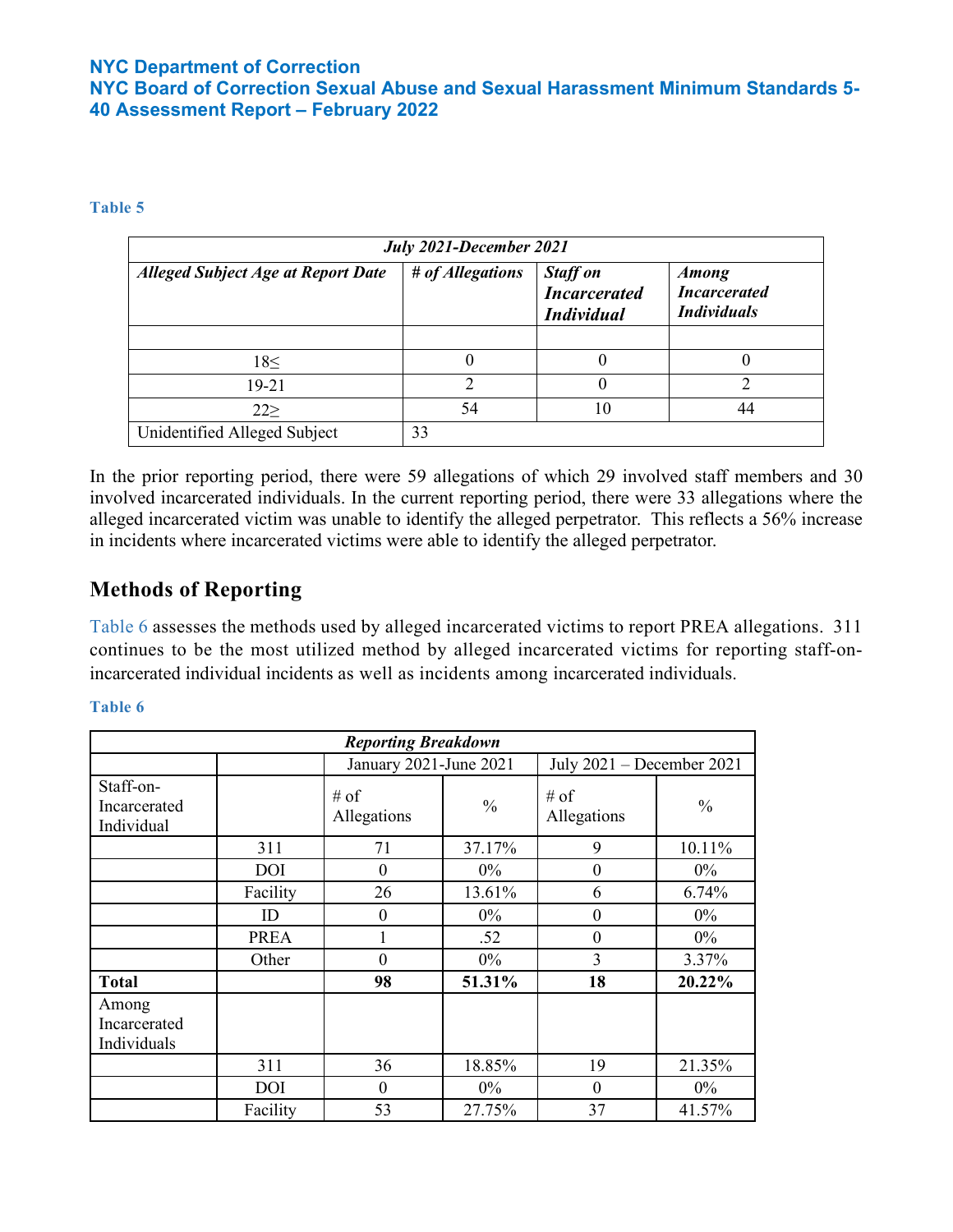**Table 5**

| *July 2021-December 2021* | | | |
|---|---|---|---|
| ***Alleged Subject Age at Report Date*** | ***# of Allegations*** | ***Staff on Incarcerated Individual*** | ***Among Incarcerated Individuals*** |
| | | | |
| 18≤ | 0 | 0 | 0 |
| 19-21 | 2 | 0 | 2 |
| 22≥ | 54 | 10 | 44 |
| Unidentified Alleged Subject | 33 | | |

In the prior reporting period, there were 59 allegations of which 29 involved staff members and 30 involved incarcerated individuals. In the current reporting period, there were 33 allegations where the alleged incarcerated victim was unable to identify the alleged perpetrator. This reflects a 56% increase in incidents where incarcerated victims were able to identify the alleged perpetrator.

## Methods of Reporting

Table 6 assesses the methods used by alleged incarcerated victims to report PREA allegations. 311 continues to be the most utilized method by alleged incarcerated victims for reporting staff-on-incarcerated individual incidents as well as incidents among incarcerated individuals.

**Table 6**

| *Reporting Breakdown* | | | | | |
|---|---|---|---|---|---|
| | | January 2021-June 2021 | | July 2021 – December 2021 | |
| Staff-on-Incarcerated Individual | | # of Allegations | % | # of Allegations | % |
| | 311 | 71 | 37.17% | 9 | 10.11% |
| | DOI | 0 | 0% | 0 | 0% |
| | Facility | 26 | 13.61% | 6 | 6.74% |
| | ID | 0 | 0% | 0 | 0% |
| | PREA | 1 | .52 | 0 | 0% |
| | Other | 0 | 0% | 3 | 3.37% |
| **Total** | | **98** | **51.31%** | **18** | **20.22%** |
| Among Incarcerated Individuals | | | | | |
| | 311 | 36 | 18.85% | 19 | 21.35% |
| | DOI | 0 | 0% | 0 | 0% |
| | Facility | 53 | 27.75% | 37 | 41.57% |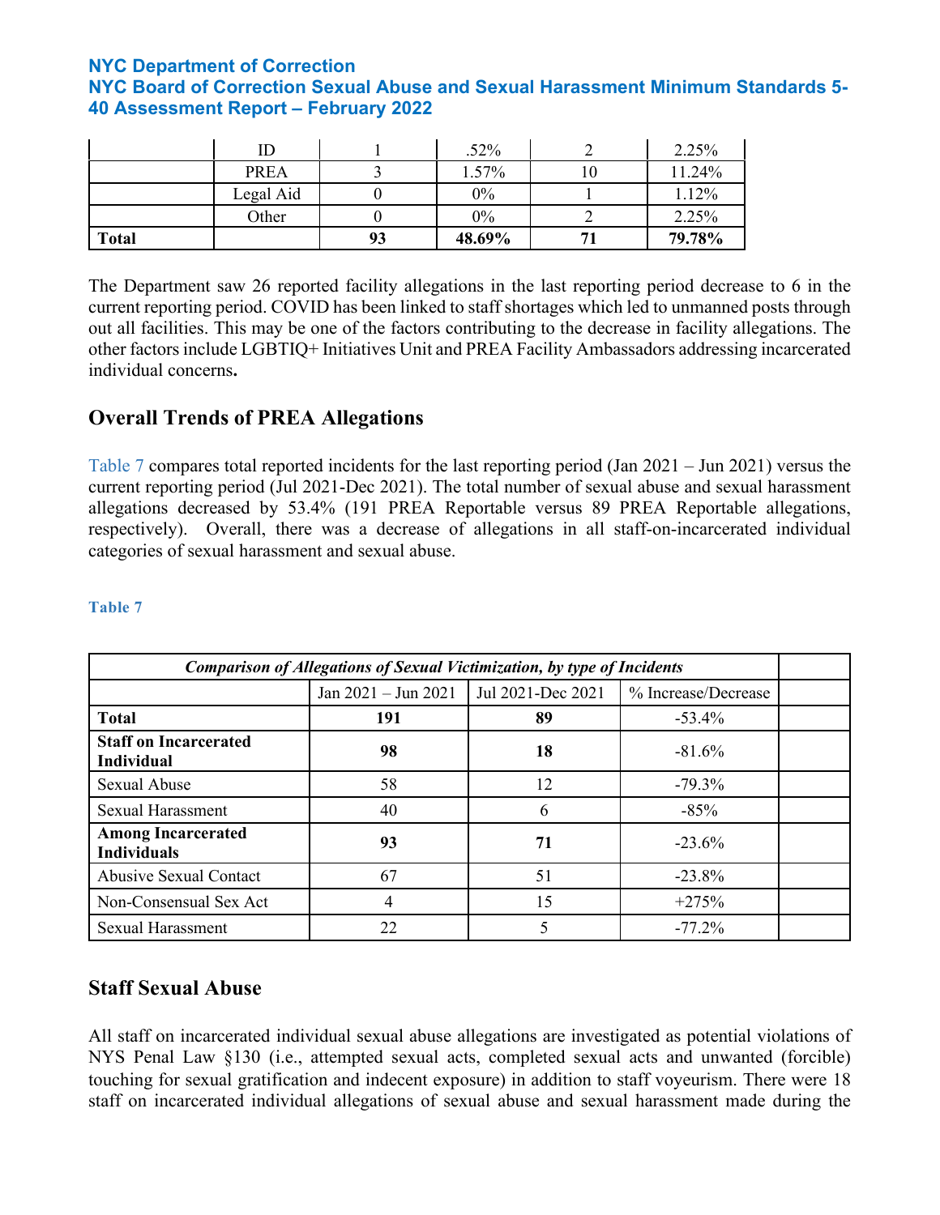|  | ID | 1 | .52% | 2 | 2.25% |
|---|---|---|---|---|---|
|  | PREA | 3 | 1.57% | 10 | 11.24% |
|  | Legal Aid | 0 | 0% | 1 | 1.12% |
|  | Other | 0 | 0% | 2 | 2.25% |
| **Total** |  | **93** | **48.69%** | **71** | **79.78%** |

The Department saw 26 reported facility allegations in the last reporting period decrease to 6 in the current reporting period. COVID has been linked to staff shortages which led to unmanned posts through out all facilities. This may be one of the factors contributing to the decrease in facility allegations. The other factors include LGBTIQ+ Initiatives Unit and PREA Facility Ambassadors addressing incarcerated individual concerns**.**

## Overall Trends of PREA Allegations

Table 7 compares total reported incidents for the last reporting period (Jan 2021 – Jun 2021) versus the current reporting period (Jul 2021-Dec 2021). The total number of sexual abuse and sexual harassment allegations decreased by 53.4% (191 PREA Reportable versus 89 PREA Reportable allegations, respectively). Overall, there was a decrease of allegations in all staff-on-incarcerated individual categories of sexual harassment and sexual abuse.

**Table 7**

| ***Comparison of Allegations of Sexual Victimization, by type of Incidents*** | | | | |
|---|---|---|---|---|
|  | Jan 2021 – Jun 2021 | Jul 2021-Dec 2021 | % Increase/Decrease |  |
| **Total** | **191** | **89** | -53.4% |  |
| **Staff on Incarcerated Individual** | **98** | **18** | -81.6% |  |
| Sexual Abuse | 58 | 12 | -79.3% |  |
| Sexual Harassment | 40 | 6 | -85% |  |
| **Among Incarcerated Individuals** | **93** | **71** | -23.6% |  |
| Abusive Sexual Contact | 67 | 51 | -23.8% |  |
| Non-Consensual Sex Act | 4 | 15 | +275% |  |
| Sexual Harassment | 22 | 5 | -77.2% |  |

## Staff Sexual Abuse

All staff on incarcerated individual sexual abuse allegations are investigated as potential violations of NYS Penal Law §130 (i.e., attempted sexual acts, completed sexual acts and unwanted (forcible) touching for sexual gratification and indecent exposure) in addition to staff voyeurism. There were 18 staff on incarcerated individual allegations of sexual abuse and sexual harassment made during the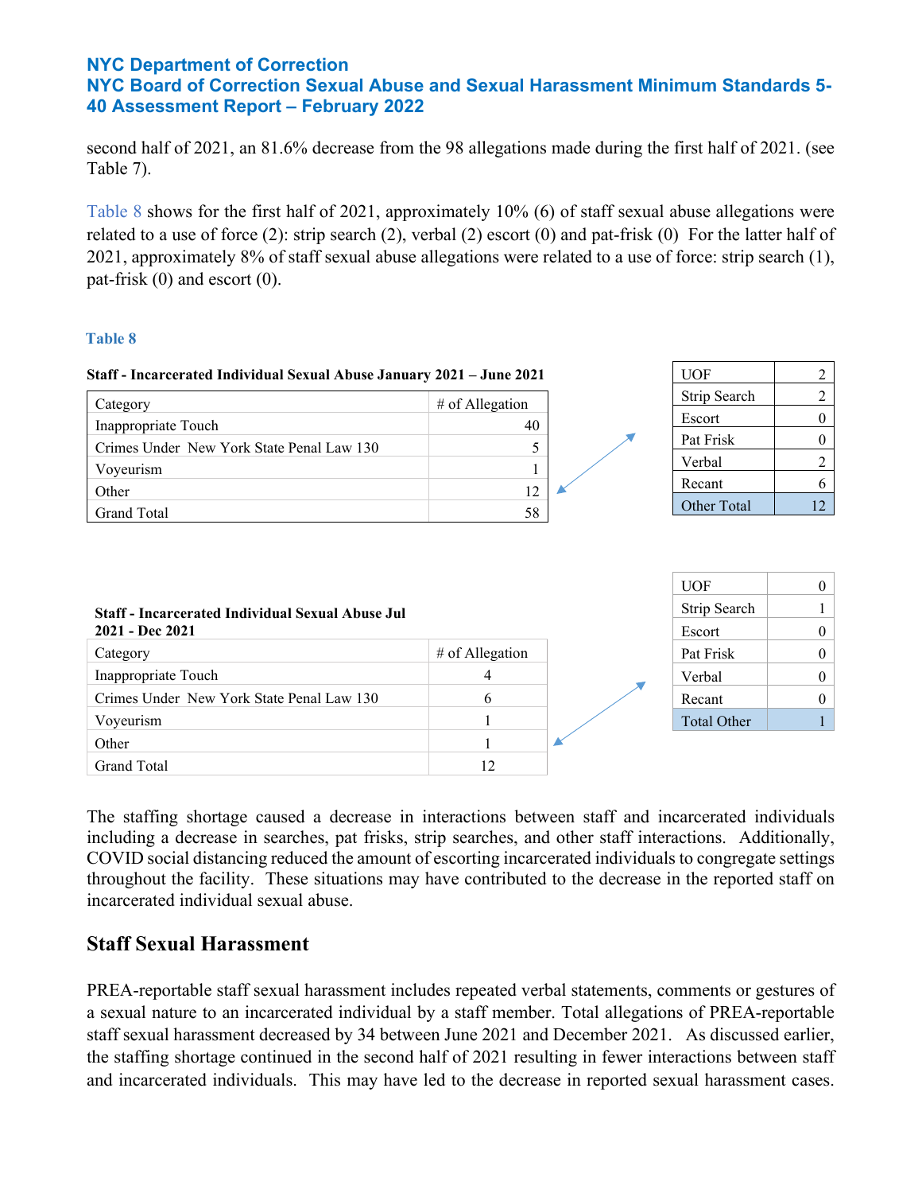second half of 2021, an 81.6% decrease from the 98 allegations made during the first half of 2021. (see Table 7).

Table 8 shows for the first half of 2021, approximately 10% (6) of staff sexual abuse allegations were related to a use of force (2): strip search (2), verbal (2) escort (0) and pat-frisk (0) For the latter half of 2021, approximately 8% of staff sexual abuse allegations were related to a use of force: strip search (1), pat-frisk (0) and escort (0).

**Table 8**

**Staff - Incarcerated Individual Sexual Abuse January 2021 – June 2021**

| Category | # of Allegation |
|---|---|
| Inappropriate Touch | 40 |
| Crimes Under New York State Penal Law 130 | 5 |
| Voyeurism | 1 |
| Other | 12 |
| Grand Total | 58 |

| | |
|---|---|
| UOF | 2 |
| Strip Search | 2 |
| Escort | 0 |
| Pat Frisk | 0 |
| Verbal | 2 |
| Recant | 6 |
| Other Total | 12 |

**Staff - Incarcerated Individual Sexual Abuse Jul 2021 - Dec 2021**

| Category | # of Allegation |
|---|---|
| Inappropriate Touch | 4 |
| Crimes Under New York State Penal Law 130 | 6 |
| Voyeurism | 1 |
| Other | 1 |
| Grand Total | 12 |

| | |
|---|---|
| UOF | 0 |
| Strip Search | 1 |
| Escort | 0 |
| Pat Frisk | 0 |
| Verbal | 0 |
| Recant | 0 |
| Total Other | 1 |

The staffing shortage caused a decrease in interactions between staff and incarcerated individuals including a decrease in searches, pat frisks, strip searches, and other staff interactions. Additionally, COVID social distancing reduced the amount of escorting incarcerated individuals to congregate settings throughout the facility. These situations may have contributed to the decrease in the reported staff on incarcerated individual sexual abuse.

## Staff Sexual Harassment

PREA-reportable staff sexual harassment includes repeated verbal statements, comments or gestures of a sexual nature to an incarcerated individual by a staff member. Total allegations of PREA-reportable staff sexual harassment decreased by 34 between June 2021 and December 2021. As discussed earlier, the staffing shortage continued in the second half of 2021 resulting in fewer interactions between staff and incarcerated individuals. This may have led to the decrease in reported sexual harassment cases.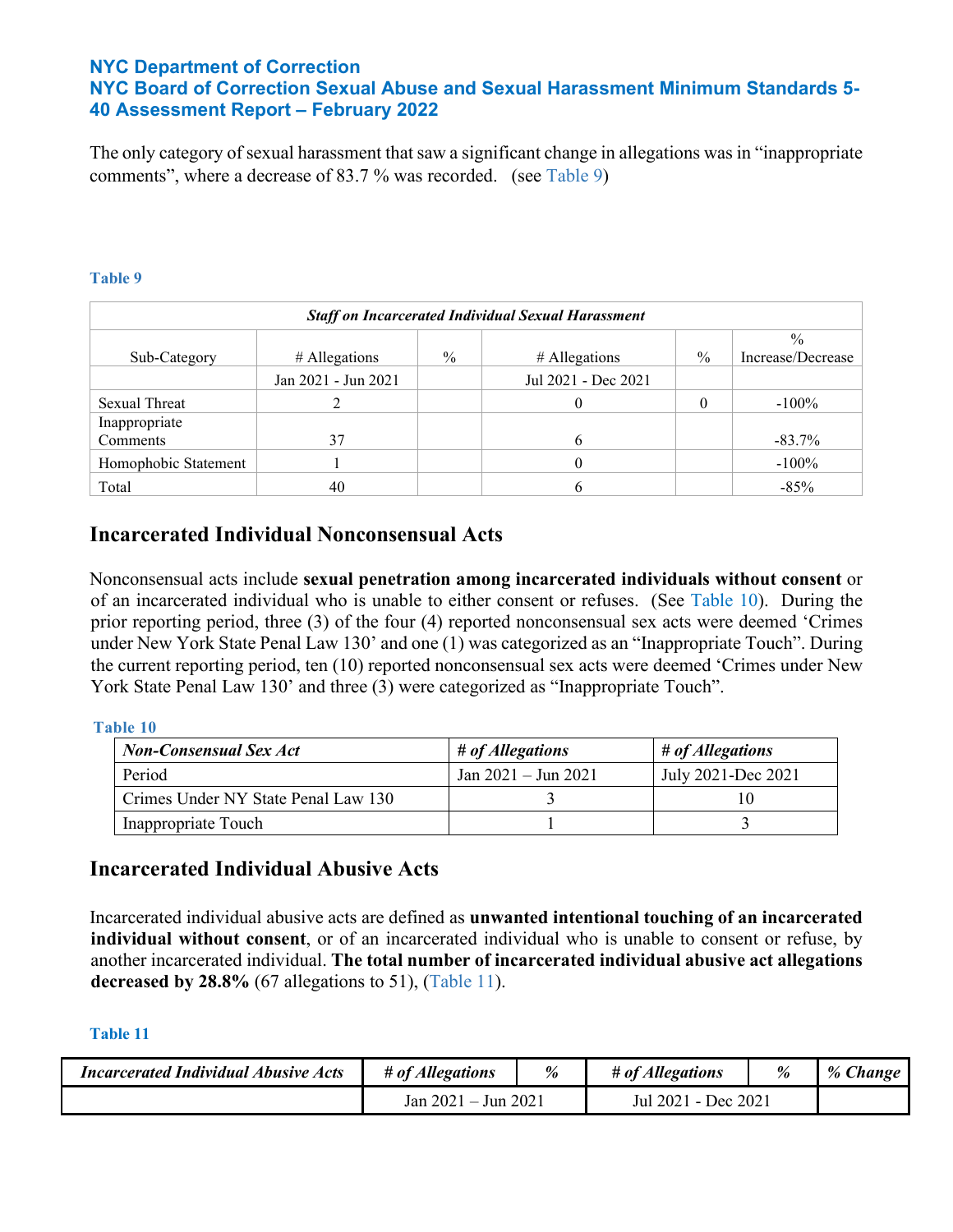The only category of sexual harassment that saw a significant change in allegations was in "inappropriate comments", where a decrease of 83.7 % was recorded. (see Table 9)

**Table 9**

| *Staff on Incarcerated Individual Sexual Harassment* | | | | | |
|---|---|---|---|---|---|
| Sub-Category | # Allegations | % | # Allegations | % | % Increase/Decrease |
| | Jan 2021 - Jun 2021 | | Jul 2021 - Dec 2021 | | |
| Sexual Threat | 2 | | 0 | 0 | -100% |
| Inappropriate Comments | 37 | | 6 | | -83.7% |
| Homophobic Statement | 1 | | 0 | | -100% |
| Total | 40 | | 6 | | -85% |

## Incarcerated Individual Nonconsensual Acts

Nonconsensual acts include **sexual penetration among incarcerated individuals without consent** or of an incarcerated individual who is unable to either consent or refuses. (See Table 10). During the prior reporting period, three (3) of the four (4) reported nonconsensual sex acts were deemed 'Crimes under New York State Penal Law 130' and one (1) was categorized as an "Inappropriate Touch". During the current reporting period, ten (10) reported nonconsensual sex acts were deemed 'Crimes under New York State Penal Law 130' and three (3) were categorized as "Inappropriate Touch".

**Table 10**

| *Non-Consensual Sex Act* | *# of Allegations* | *# of Allegations* |
|---|---|---|
| Period | Jan 2021 – Jun 2021 | July 2021-Dec 2021 |
| Crimes Under NY State Penal Law 130 | 3 | 10 |
| Inappropriate Touch | 1 | 3 |

## Incarcerated Individual Abusive Acts

Incarcerated individual abusive acts are defined as **unwanted intentional touching of an incarcerated individual without consent**, or of an incarcerated individual who is unable to consent or refuse, by another incarcerated individual. **The total number of incarcerated individual abusive act allegations decreased by 28.8%** (67 allegations to 51), (Table 11).

**Table 11**

| *Incarcerated Individual Abusive Acts* | *# of Allegations* | *%* | *# of Allegations* | *%* | *% Change* |
|---|---|---|---|---|---|
| | Jan 2021 – Jun 2021 | | Jul 2021 - Dec 2021 | | |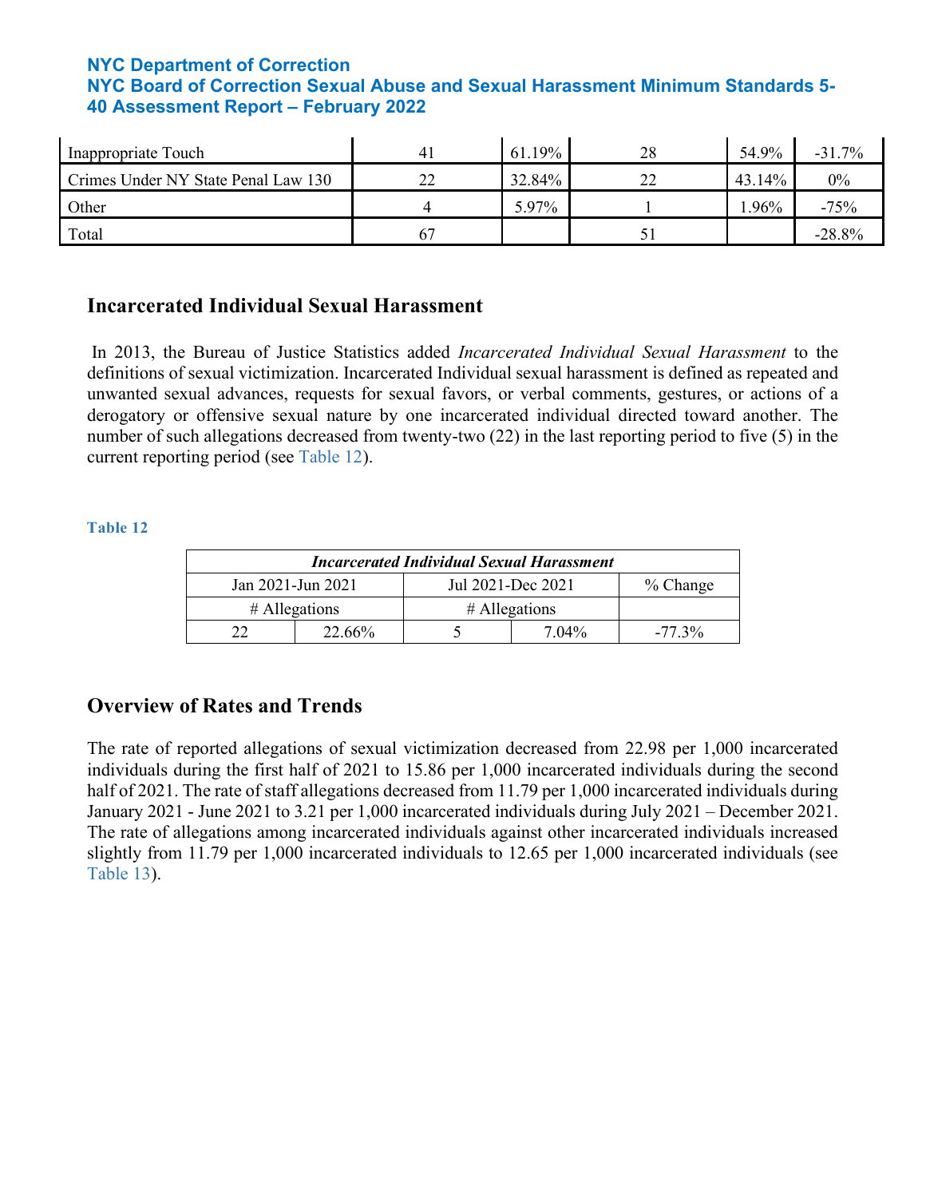| Inappropriate Touch | 41 | 61.19% | 28 | 54.9% | -31.7% |
|---|---|---|---|---|---|
| Crimes Under NY State Penal Law 130 | 22 | 32.84% | 22 | 43.14% | 0% |
| Other | 4 | 5.97% | 1 | 1.96% | -75% |
| Total | 67 | | 51 | | -28.8% |

## Incarcerated Individual Sexual Harassment

In 2013, the Bureau of Justice Statistics added *Incarcerated Individual Sexual Harassment* to the definitions of sexual victimization. Incarcerated Individual sexual harassment is defined as repeated and unwanted sexual advances, requests for sexual favors, or verbal comments, gestures, or actions of a derogatory or offensive sexual nature by one incarcerated individual directed toward another. The number of such allegations decreased from twenty-two (22) in the last reporting period to five (5) in the current reporting period (see Table 12).

**Table 12**

| *Incarcerated Individual Sexual Harassment* | | | | |
|---|---|---|---|---|
| Jan 2021-Jun 2021 | | Jul 2021-Dec 2021 | | % Change |
| # Allegations | | # Allegations | | |
| 22 | 22.66% | 5 | 7.04% | -77.3% |

## Overview of Rates and Trends

The rate of reported allegations of sexual victimization decreased from 22.98 per 1,000 incarcerated individuals during the first half of 2021 to 15.86 per 1,000 incarcerated individuals during the second half of 2021. The rate of staff allegations decreased from 11.79 per 1,000 incarcerated individuals during January 2021 - June 2021 to 3.21 per 1,000 incarcerated individuals during July 2021 – December 2021. The rate of allegations among incarcerated individuals against other incarcerated individuals increased slightly from 11.79 per 1,000 incarcerated individuals to 12.65 per 1,000 incarcerated individuals (see Table 13).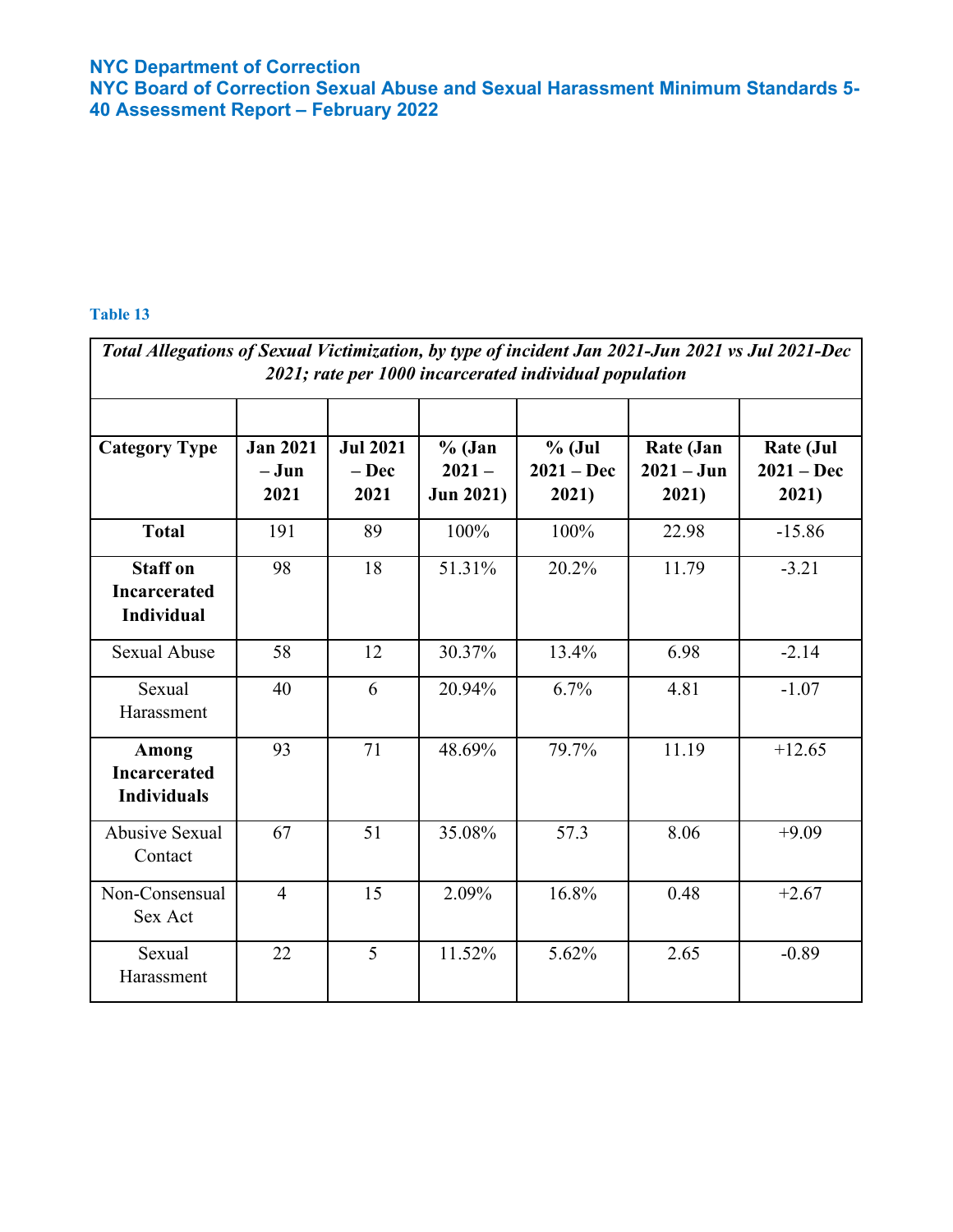**Table 13**

| *Total Allegations of Sexual Victimization, by type of incident Jan 2021-Jun 2021 vs Jul 2021-Dec 2021; rate per 1000 incarcerated individual population* | | | | | | |
|---|---|---|---|---|---|---|
| **Category Type** | **Jan 2021 – Jun 2021** | **Jul 2021 – Dec 2021** | **% (Jan 2021 – Jun 2021)** | **% (Jul 2021 – Dec 2021)** | **Rate (Jan 2021 – Jun 2021)** | **Rate (Jul 2021 – Dec 2021)** |
| **Total** | 191 | 89 | 100% | 100% | 22.98 | -15.86 |
| **Staff on Incarcerated Individual** | 98 | 18 | 51.31% | 20.2% | 11.79 | -3.21 |
| Sexual Abuse | 58 | 12 | 30.37% | 13.4% | 6.98 | -2.14 |
| Sexual Harassment | 40 | 6 | 20.94% | 6.7% | 4.81 | -1.07 |
| **Among Incarcerated Individuals** | 93 | 71 | 48.69% | 79.7% | 11.19 | +12.65 |
| Abusive Sexual Contact | 67 | 51 | 35.08% | 57.3 | 8.06 | +9.09 |
| Non-Consensual Sex Act | 4 | 15 | 2.09% | 16.8% | 0.48 | +2.67 |
| Sexual Harassment | 22 | 5 | 11.52% | 5.62% | 2.65 | -0.89 |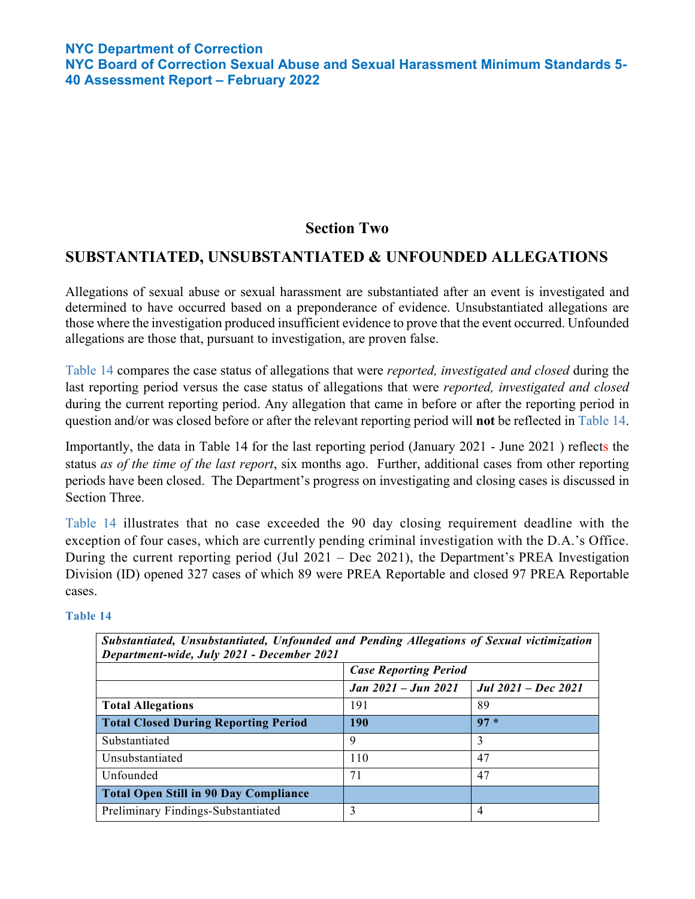## Section Two

## SUBSTANTIATED, UNSUBSTANTIATED & UNFOUNDED ALLEGATIONS

Allegations of sexual abuse or sexual harassment are substantiated after an event is investigated and determined to have occurred based on a preponderance of evidence. Unsubstantiated allegations are those where the investigation produced insufficient evidence to prove that the event occurred. Unfounded allegations are those that, pursuant to investigation, are proven false.

Table 14 compares the case status of allegations that were *reported, investigated and closed* during the last reporting period versus the case status of allegations that were *reported, investigated and closed* during the current reporting period. Any allegation that came in before or after the reporting period in question and/or was closed before or after the relevant reporting period will **not** be reflected in Table 14.

Importantly, the data in Table 14 for the last reporting period (January 2021 - June 2021 ) reflects the status *as of the time of the last report*, six months ago. Further, additional cases from other reporting periods have been closed. The Department's progress on investigating and closing cases is discussed in Section Three.

Table 14 illustrates that no case exceeded the 90 day closing requirement deadline with the exception of four cases, which are currently pending criminal investigation with the D.A.'s Office. During the current reporting period (Jul 2021 – Dec 2021), the Department's PREA Investigation Division (ID) opened 327 cases of which 89 were PREA Reportable and closed 97 PREA Reportable cases.

**Table 14**

| *Substantiated, Unsubstantiated, Unfounded and Pending Allegations of Sexual victimization Department-wide, July 2021 - December 2021* | | |
|---|---|---|
| | *Case Reporting Period* | |
| | *Jan 2021 – Jun 2021* | *Jul 2021 – Dec 2021* |
| **Total Allegations** | 191 | 89 |
| **Total Closed During Reporting Period** | **190** | **97 \*** |
| Substantiated | 9 | 3 |
| Unsubstantiated | 110 | 47 |
| Unfounded | 71 | 47 |
| **Total Open Still in 90 Day Compliance** | | |
| Preliminary Findings-Substantiated | 3 | 4 |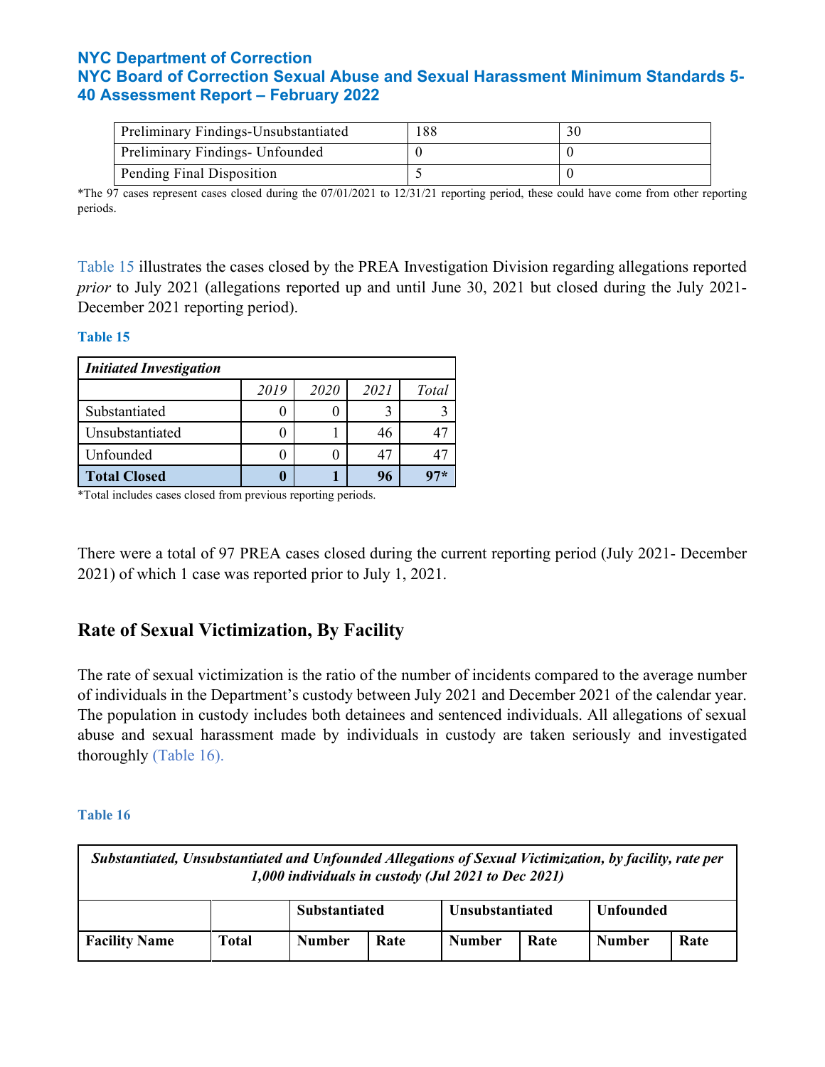| Preliminary Findings-Unsubstantiated | 188 | 30 |
|---|---|---|
| Preliminary Findings- Unfounded | 0 | 0 |
| Pending Final Disposition | 5 | 0 |

*The 97 cases represent cases closed during the 07/01/2021 to 12/31/21 reporting period, these could have come from other reporting periods.

Table 15 illustrates the cases closed by the PREA Investigation Division regarding allegations reported *prior* to July 2021 (allegations reported up and until June 30, 2021 but closed during the July 2021-December 2021 reporting period).

**Table 15**

| ***Initiated Investigation*** | | | | |
|---|---|---|---|---|
| | *2019* | *2020* | *2021* | *Total* |
| Substantiated | 0 | 0 | 3 | 3 |
| Unsubstantiated | 0 | 1 | 46 | 47 |
| Unfounded | 0 | 0 | 47 | 47 |
| **Total Closed** | **0** | **1** | **96** | **97*** |

*Total includes cases closed from previous reporting periods.

There were a total of 97 PREA cases closed during the current reporting period (July 2021- December 2021) of which 1 case was reported prior to July 1, 2021.

## Rate of Sexual Victimization, By Facility

The rate of sexual victimization is the ratio of the number of incidents compared to the average number of individuals in the Department's custody between July 2021 and December 2021 of the calendar year. The population in custody includes both detainees and sentenced individuals. All allegations of sexual abuse and sexual harassment made by individuals in custody are taken seriously and investigated thoroughly (Table 16).

**Table 16**

| ***Substantiated, Unsubstantiated and Unfounded Allegations of Sexual Victimization, by facility, rate per 1,000 individuals in custody (Jul 2021 to Dec 2021)*** | | | | | | | |
|---|---|---|---|---|---|---|---|
| | | **Substantiated** | | **Unsubstantiated** | | **Unfounded** | |
| **Facility Name** | **Total** | **Number** | **Rate** | **Number** | **Rate** | **Number** | **Rate** |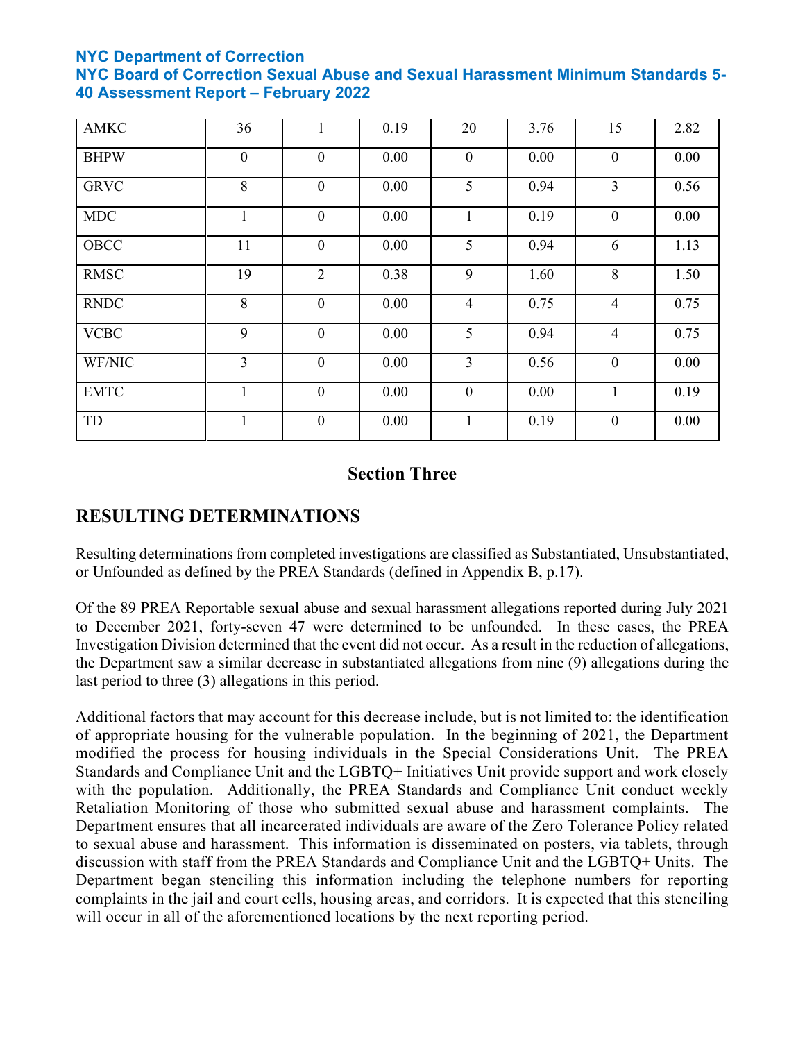| | | | | | | | |
|---|---|---|---|---|---|---|---|
| AMKC | 36 | 1 | 0.19 | 20 | 3.76 | 15 | 2.82 |
| BHPW | 0 | 0 | 0.00 | 0 | 0.00 | 0 | 0.00 |
| GRVC | 8 | 0 | 0.00 | 5 | 0.94 | 3 | 0.56 |
| MDC | 1 | 0 | 0.00 | 1 | 0.19 | 0 | 0.00 |
| OBCC | 11 | 0 | 0.00 | 5 | 0.94 | 6 | 1.13 |
| RMSC | 19 | 2 | 0.38 | 9 | 1.60 | 8 | 1.50 |
| RNDC | 8 | 0 | 0.00 | 4 | 0.75 | 4 | 0.75 |
| VCBC | 9 | 0 | 0.00 | 5 | 0.94 | 4 | 0.75 |
| WF/NIC | 3 | 0 | 0.00 | 3 | 0.56 | 0 | 0.00 |
| EMTC | 1 | 0 | 0.00 | 0 | 0.00 | 1 | 0.19 |
| TD | 1 | 0 | 0.00 | 1 | 0.19 | 0 | 0.00 |

## Section Three

# RESULTING DETERMINATIONS

Resulting determinations from completed investigations are classified as Substantiated, Unsubstantiated, or Unfounded as defined by the PREA Standards (defined in Appendix B, p.17).

Of the 89 PREA Reportable sexual abuse and sexual harassment allegations reported during July 2021 to December 2021, forty-seven 47 were determined to be unfounded. In these cases, the PREA Investigation Division determined that the event did not occur. As a result in the reduction of allegations, the Department saw a similar decrease in substantiated allegations from nine (9) allegations during the last period to three (3) allegations in this period.

Additional factors that may account for this decrease include, but is not limited to: the identification of appropriate housing for the vulnerable population. In the beginning of 2021, the Department modified the process for housing individuals in the Special Considerations Unit. The PREA Standards and Compliance Unit and the LGBTQ+ Initiatives Unit provide support and work closely with the population. Additionally, the PREA Standards and Compliance Unit conduct weekly Retaliation Monitoring of those who submitted sexual abuse and harassment complaints. The Department ensures that all incarcerated individuals are aware of the Zero Tolerance Policy related to sexual abuse and harassment. This information is disseminated on posters, via tablets, through discussion with staff from the PREA Standards and Compliance Unit and the LGBTQ+ Units. The Department began stenciling this information including the telephone numbers for reporting complaints in the jail and court cells, housing areas, and corridors. It is expected that this stenciling will occur in all of the aforementioned locations by the next reporting period.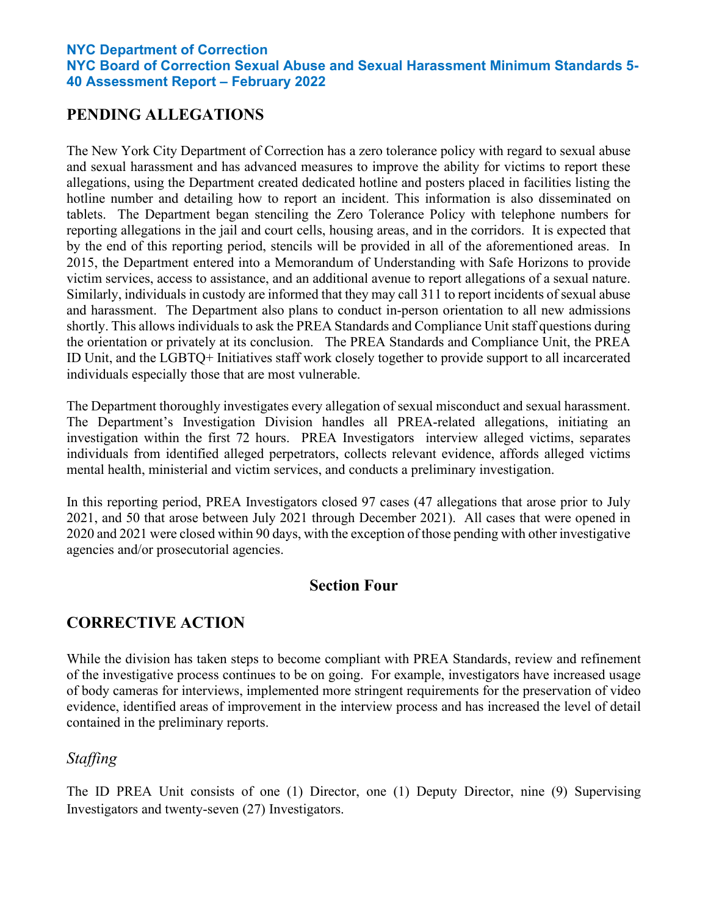## PENDING ALLEGATIONS

The New York City Department of Correction has a zero tolerance policy with regard to sexual abuse and sexual harassment and has advanced measures to improve the ability for victims to report these allegations, using the Department created dedicated hotline and posters placed in facilities listing the hotline number and detailing how to report an incident. This information is also disseminated on tablets. The Department began stenciling the Zero Tolerance Policy with telephone numbers for reporting allegations in the jail and court cells, housing areas, and in the corridors. It is expected that by the end of this reporting period, stencils will be provided in all of the aforementioned areas. In 2015, the Department entered into a Memorandum of Understanding with Safe Horizons to provide victim services, access to assistance, and an additional avenue to report allegations of a sexual nature. Similarly, individuals in custody are informed that they may call 311 to report incidents of sexual abuse and harassment. The Department also plans to conduct in-person orientation to all new admissions shortly. This allows individuals to ask the PREA Standards and Compliance Unit staff questions during the orientation or privately at its conclusion. The PREA Standards and Compliance Unit, the PREA ID Unit, and the LGBTQ+ Initiatives staff work closely together to provide support to all incarcerated individuals especially those that are most vulnerable.

The Department thoroughly investigates every allegation of sexual misconduct and sexual harassment. The Department's Investigation Division handles all PREA-related allegations, initiating an investigation within the first 72 hours. PREA Investigators interview alleged victims, separates individuals from identified alleged perpetrators, collects relevant evidence, affords alleged victims mental health, ministerial and victim services, and conducts a preliminary investigation.

In this reporting period, PREA Investigators closed 97 cases (47 allegations that arose prior to July 2021, and 50 that arose between July 2021 through December 2021). All cases that were opened in 2020 and 2021 were closed within 90 days, with the exception of those pending with other investigative agencies and/or prosecutorial agencies.

# Section Four

## CORRECTIVE ACTION

While the division has taken steps to become compliant with PREA Standards, review and refinement of the investigative process continues to be on going. For example, investigators have increased usage of body cameras for interviews, implemented more stringent requirements for the preservation of video evidence, identified areas of improvement in the interview process and has increased the level of detail contained in the preliminary reports.

### *Staffing*

The ID PREA Unit consists of one (1) Director, one (1) Deputy Director, nine (9) Supervising Investigators and twenty-seven (27) Investigators.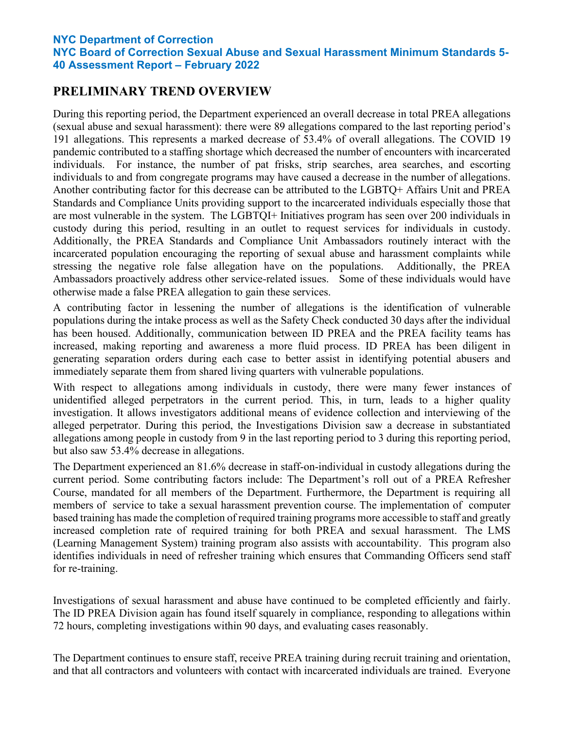**NYC Department of Correction**
**NYC Board of Correction Sexual Abuse and Sexual Harassment Minimum Standards 5-40 Assessment Report – February 2022**

## PRELIMINARY TREND OVERVIEW

During this reporting period, the Department experienced an overall decrease in total PREA allegations (sexual abuse and sexual harassment): there were 89 allegations compared to the last reporting period's 191 allegations. This represents a marked decrease of 53.4% of overall allegations. The COVID 19 pandemic contributed to a staffing shortage which decreased the number of encounters with incarcerated individuals. For instance, the number of pat frisks, strip searches, area searches, and escorting individuals to and from congregate programs may have caused a decrease in the number of allegations. Another contributing factor for this decrease can be attributed to the LGBTQ+ Affairs Unit and PREA Standards and Compliance Units providing support to the incarcerated individuals especially those that are most vulnerable in the system. The LGBTQI+ Initiatives program has seen over 200 individuals in custody during this period, resulting in an outlet to request services for individuals in custody. Additionally, the PREA Standards and Compliance Unit Ambassadors routinely interact with the incarcerated population encouraging the reporting of sexual abuse and harassment complaints while stressing the negative role false allegation have on the populations. Additionally, the PREA Ambassadors proactively address other service-related issues. Some of these individuals would have otherwise made a false PREA allegation to gain these services.

A contributing factor in lessening the number of allegations is the identification of vulnerable populations during the intake process as well as the Safety Check conducted 30 days after the individual has been housed. Additionally, communication between ID PREA and the PREA facility teams has increased, making reporting and awareness a more fluid process. ID PREA has been diligent in generating separation orders during each case to better assist in identifying potential abusers and immediately separate them from shared living quarters with vulnerable populations.

With respect to allegations among individuals in custody, there were many fewer instances of unidentified alleged perpetrators in the current period. This, in turn, leads to a higher quality investigation. It allows investigators additional means of evidence collection and interviewing of the alleged perpetrator. During this period, the Investigations Division saw a decrease in substantiated allegations among people in custody from 9 in the last reporting period to 3 during this reporting period, but also saw 53.4% decrease in allegations.

The Department experienced an 81.6% decrease in staff-on-individual in custody allegations during the current period. Some contributing factors include: The Department's roll out of a PREA Refresher Course, mandated for all members of the Department. Furthermore, the Department is requiring all members of service to take a sexual harassment prevention course. The implementation of computer based training has made the completion of required training programs more accessible to staff and greatly increased completion rate of required training for both PREA and sexual harassment. The LMS (Learning Management System) training program also assists with accountability. This program also identifies individuals in need of refresher training which ensures that Commanding Officers send staff for re-training.

Investigations of sexual harassment and abuse have continued to be completed efficiently and fairly. The ID PREA Division again has found itself squarely in compliance, responding to allegations within 72 hours, completing investigations within 90 days, and evaluating cases reasonably.

The Department continues to ensure staff, receive PREA training during recruit training and orientation, and that all contractors and volunteers with contact with incarcerated individuals are trained. Everyone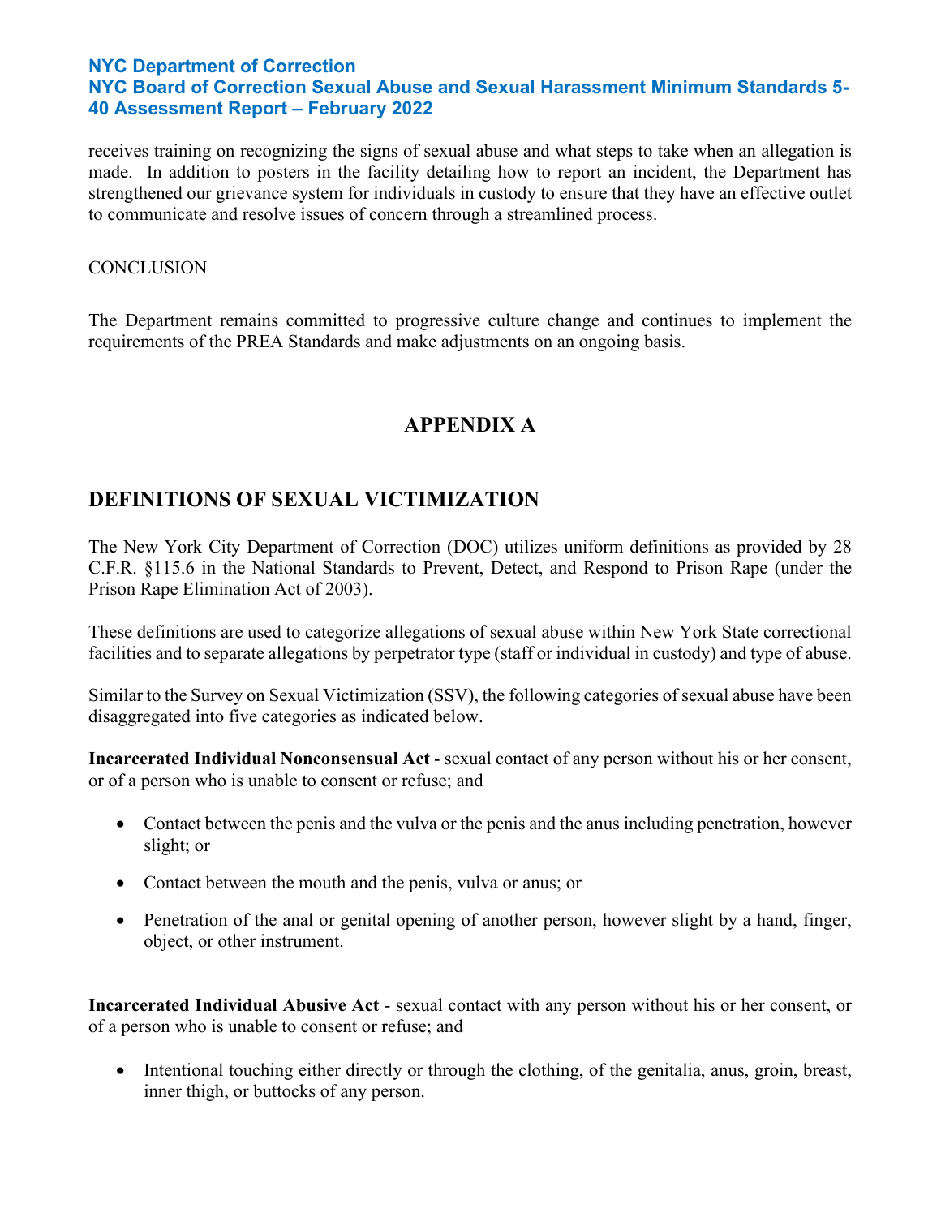receives training on recognizing the signs of sexual abuse and what steps to take when an allegation is made. In addition to posters in the facility detailing how to report an incident, the Department has strengthened our grievance system for individuals in custody to ensure that they have an effective outlet to communicate and resolve issues of concern through a streamlined process.

CONCLUSION

The Department remains committed to progressive culture change and continues to implement the requirements of the PREA Standards and make adjustments on an ongoing basis.

# APPENDIX A

## DEFINITIONS OF SEXUAL VICTIMIZATION

The New York City Department of Correction (DOC) utilizes uniform definitions as provided by 28 C.F.R. §115.6 in the National Standards to Prevent, Detect, and Respond to Prison Rape (under the Prison Rape Elimination Act of 2003).

These definitions are used to categorize allegations of sexual abuse within New York State correctional facilities and to separate allegations by perpetrator type (staff or individual in custody) and type of abuse.

Similar to the Survey on Sexual Victimization (SSV), the following categories of sexual abuse have been disaggregated into five categories as indicated below.

**Incarcerated Individual Nonconsensual Act** - sexual contact of any person without his or her consent, or of a person who is unable to consent or refuse; and

- Contact between the penis and the vulva or the penis and the anus including penetration, however slight; or
- Contact between the mouth and the penis, vulva or anus; or
- Penetration of the anal or genital opening of another person, however slight by a hand, finger, object, or other instrument.

**Incarcerated Individual Abusive Act** - sexual contact with any person without his or her consent, or of a person who is unable to consent or refuse; and

- Intentional touching either directly or through the clothing, of the genitalia, anus, groin, breast, inner thigh, or buttocks of any person.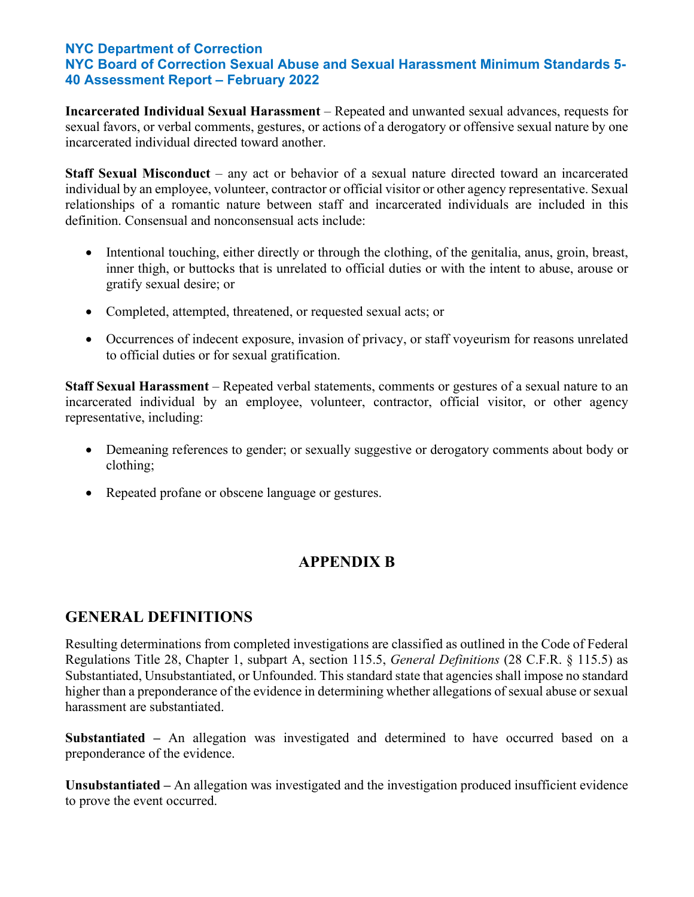**Incarcerated Individual Sexual Harassment** – Repeated and unwanted sexual advances, requests for sexual favors, or verbal comments, gestures, or actions of a derogatory or offensive sexual nature by one incarcerated individual directed toward another.

**Staff Sexual Misconduct** – any act or behavior of a sexual nature directed toward an incarcerated individual by an employee, volunteer, contractor or official visitor or other agency representative. Sexual relationships of a romantic nature between staff and incarcerated individuals are included in this definition. Consensual and nonconsensual acts include:

- Intentional touching, either directly or through the clothing, of the genitalia, anus, groin, breast, inner thigh, or buttocks that is unrelated to official duties or with the intent to abuse, arouse or gratify sexual desire; or
- Completed, attempted, threatened, or requested sexual acts; or
- Occurrences of indecent exposure, invasion of privacy, or staff voyeurism for reasons unrelated to official duties or for sexual gratification.

**Staff Sexual Harassment** – Repeated verbal statements, comments or gestures of a sexual nature to an incarcerated individual by an employee, volunteer, contractor, official visitor, or other agency representative, including:

- Demeaning references to gender; or sexually suggestive or derogatory comments about body or clothing;
- Repeated profane or obscene language or gestures.

# APPENDIX B

## GENERAL DEFINITIONS

Resulting determinations from completed investigations are classified as outlined in the Code of Federal Regulations Title 28, Chapter 1, subpart A, section 115.5, *General Definitions* (28 C.F.R. § 115.5) as Substantiated, Unsubstantiated, or Unfounded. This standard state that agencies shall impose no standard higher than a preponderance of the evidence in determining whether allegations of sexual abuse or sexual harassment are substantiated.

**Substantiated –** An allegation was investigated and determined to have occurred based on a preponderance of the evidence.

**Unsubstantiated –** An allegation was investigated and the investigation produced insufficient evidence to prove the event occurred.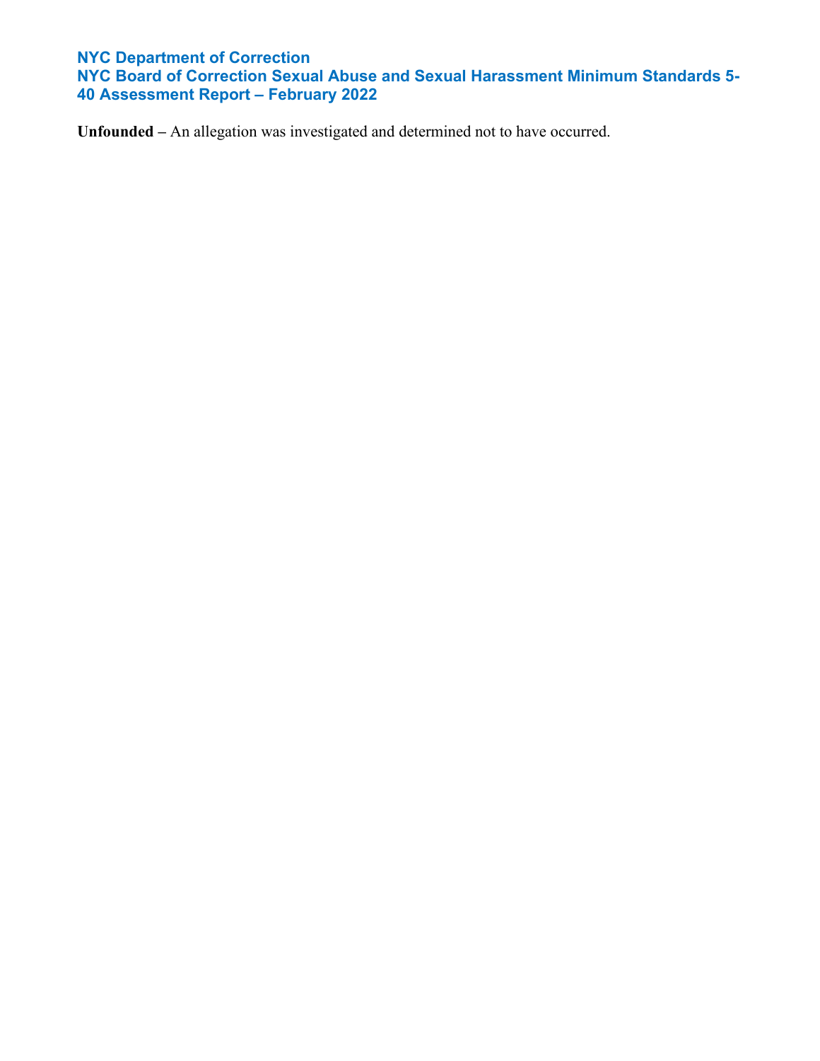**Unfounded –** An allegation was investigated and determined not to have occurred.